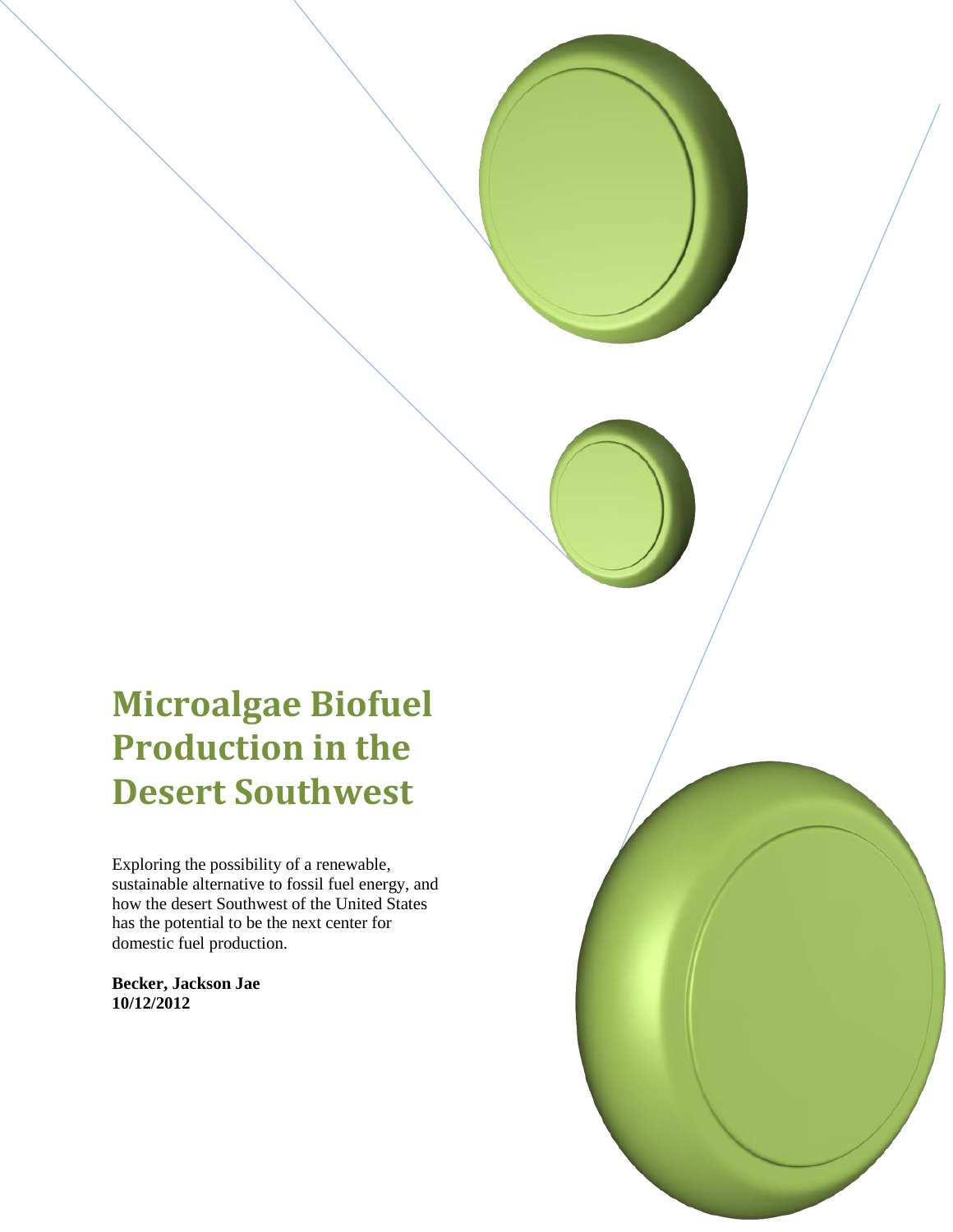# Microalgae Biofuel Production in the Desert Southwest

Exploring the possibility of a renewable, sustainable alternative to fossil fuel energy, and how the desert Southwest of the United States has the potential to be the next center for domestic fuel production.

**Becker, Jackson Jae**
**10/12/2012**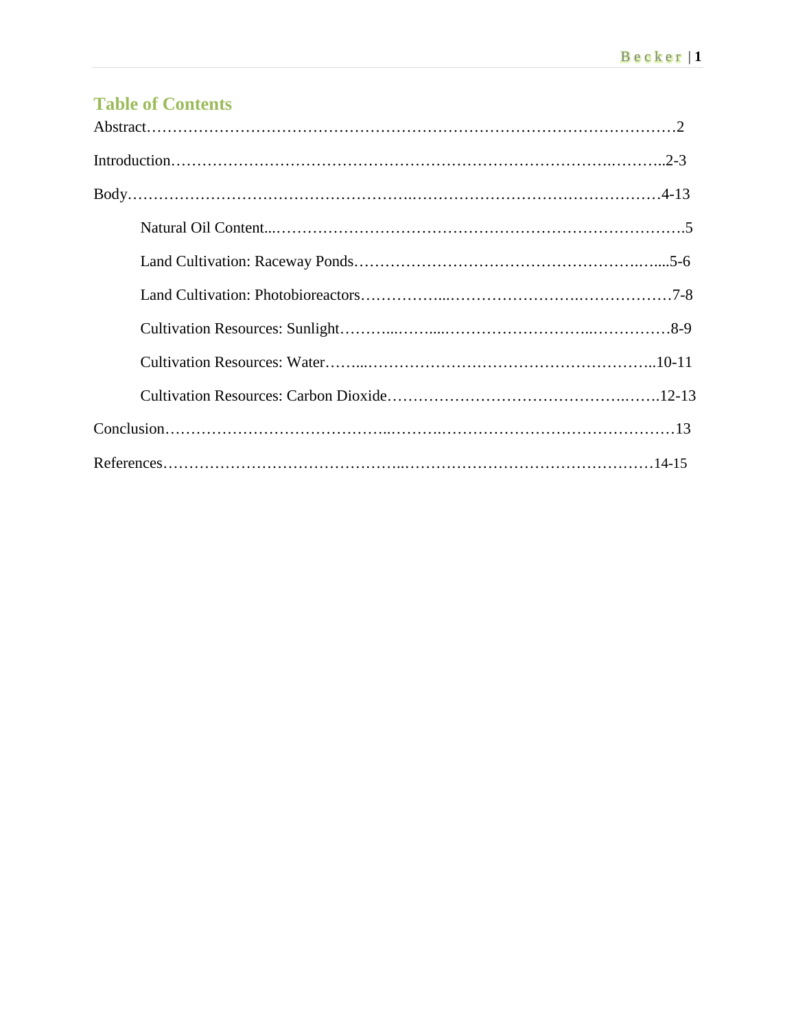## Table of Contents

Abstract……………………………………………………………………………………………2

Introduction……………………………………………………………………………..………..2-3

Body……………………………………………….………………………………………….4-13

Natural Oil Content...……………………………………………………………………….5

Land Cultivation: Raceway Ponds…………………………………………….…....5-6

Land Cultivation: Photobioreactors……………...…………………….………………7-8

Cultivation Resources: Sunlight………...……....……………………...……………8-9

Cultivation Resources: Water……...……………………………………………..10-11

Cultivation Resources: Carbon Dioxide……………………………………….…….12-13

Conclusion…………………………………...……….………………………………………13

References……………………………………...…………………………………………14-15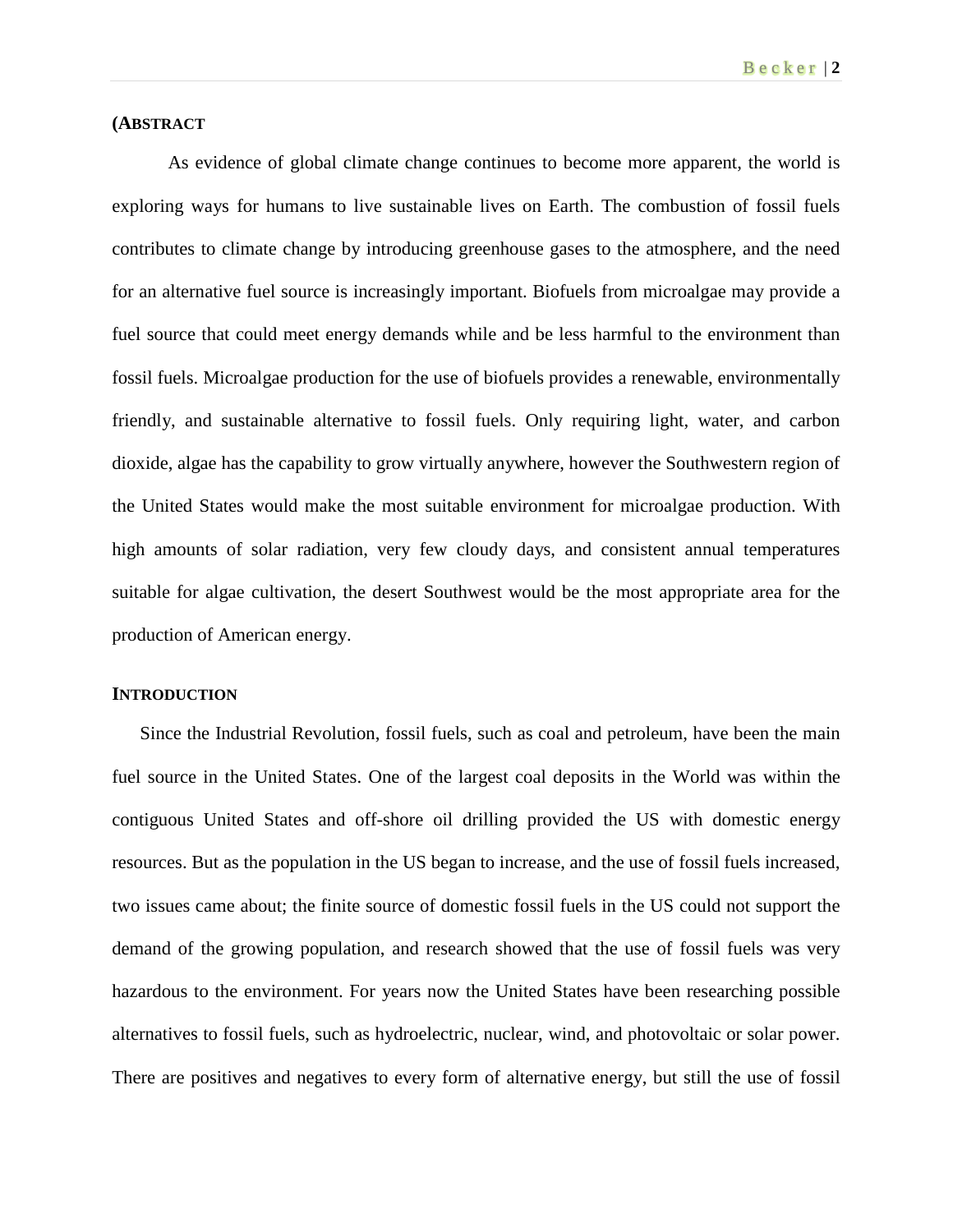## (ABSTRACT

As evidence of global climate change continues to become more apparent, the world is exploring ways for humans to live sustainable lives on Earth. The combustion of fossil fuels contributes to climate change by introducing greenhouse gases to the atmosphere, and the need for an alternative fuel source is increasingly important. Biofuels from microalgae may provide a fuel source that could meet energy demands while and be less harmful to the environment than fossil fuels. Microalgae production for the use of biofuels provides a renewable, environmentally friendly, and sustainable alternative to fossil fuels. Only requiring light, water, and carbon dioxide, algae has the capability to grow virtually anywhere, however the Southwestern region of the United States would make the most suitable environment for microalgae production. With high amounts of solar radiation, very few cloudy days, and consistent annual temperatures suitable for algae cultivation, the desert Southwest would be the most appropriate area for the production of American energy.

## INTRODUCTION

Since the Industrial Revolution, fossil fuels, such as coal and petroleum, have been the main fuel source in the United States. One of the largest coal deposits in the World was within the contiguous United States and off-shore oil drilling provided the US with domestic energy resources. But as the population in the US began to increase, and the use of fossil fuels increased, two issues came about; the finite source of domestic fossil fuels in the US could not support the demand of the growing population, and research showed that the use of fossil fuels was very hazardous to the environment. For years now the United States have been researching possible alternatives to fossil fuels, such as hydroelectric, nuclear, wind, and photovoltaic or solar power. There are positives and negatives to every form of alternative energy, but still the use of fossil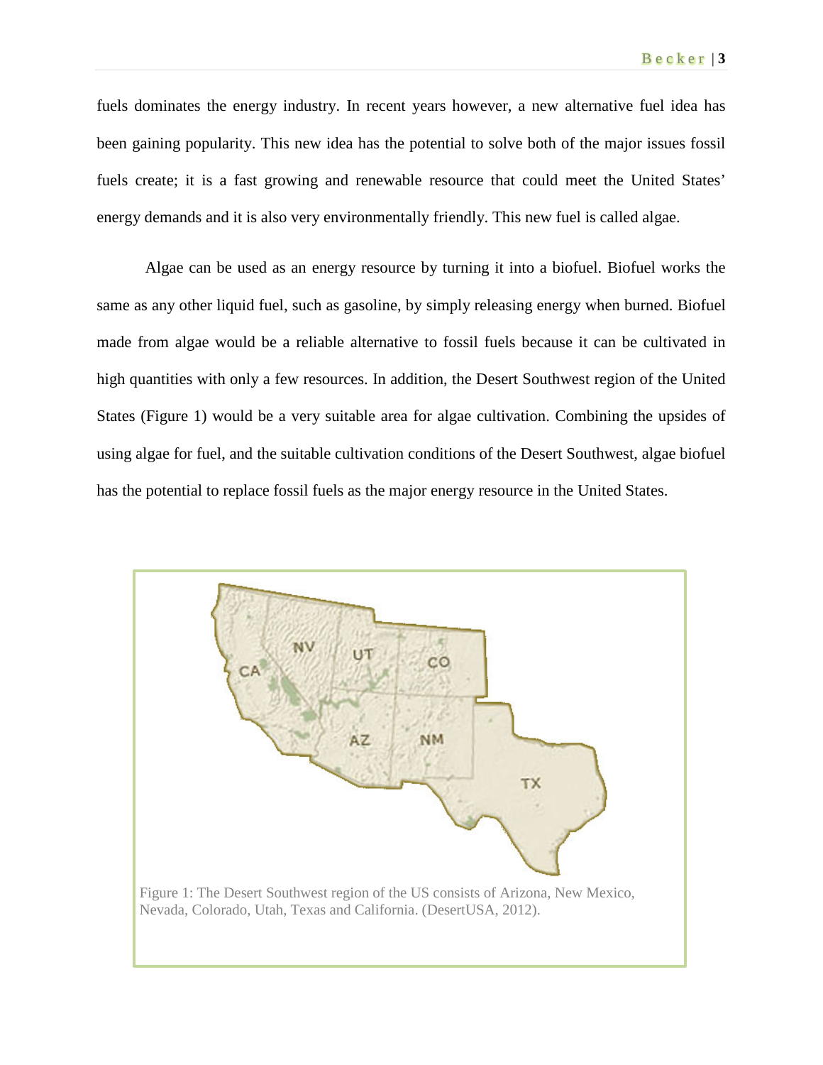fuels dominates the energy industry. In recent years however, a new alternative fuel idea has been gaining popularity. This new idea has the potential to solve both of the major issues fossil fuels create; it is a fast growing and renewable resource that could meet the United States' energy demands and it is also very environmentally friendly. This new fuel is called algae.

Algae can be used as an energy resource by turning it into a biofuel. Biofuel works the same as any other liquid fuel, such as gasoline, by simply releasing energy when burned. Biofuel made from algae would be a reliable alternative to fossil fuels because it can be cultivated in high quantities with only a few resources. In addition, the Desert Southwest region of the United States (Figure 1) would be a very suitable area for algae cultivation. Combining the upsides of using algae for fuel, and the suitable cultivation conditions of the Desert Southwest, algae biofuel has the potential to replace fossil fuels as the major energy resource in the United States.

Figure 1: The Desert Southwest region of the US consists of Arizona, New Mexico, Nevada, Colorado, Utah, Texas and California. (DesertUSA, 2012).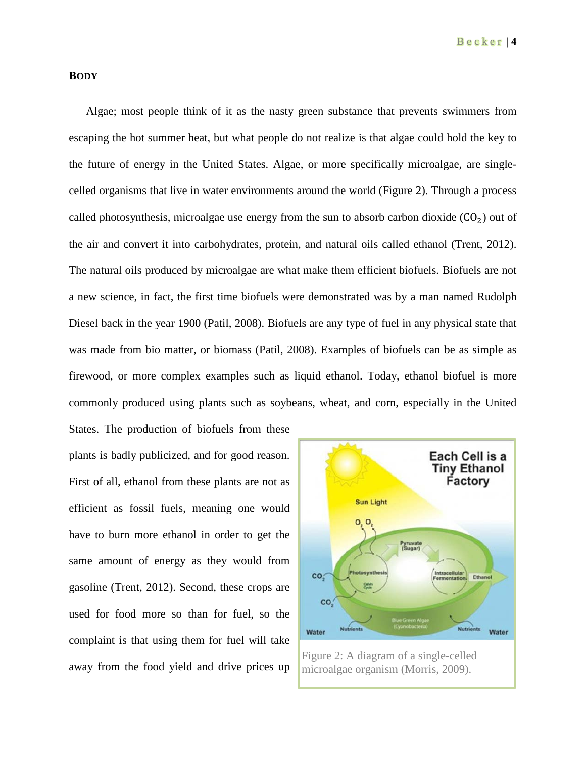**BODY**

Algae; most people think of it as the nasty green substance that prevents swimmers from escaping the hot summer heat, but what people do not realize is that algae could hold the key to the future of energy in the United States. Algae, or more specifically microalgae, are single-celled organisms that live in water environments around the world (Figure 2). Through a process called photosynthesis, microalgae use energy from the sun to absorb carbon dioxide ($CO_2$) out of the air and convert it into carbohydrates, protein, and natural oils called ethanol (Trent, 2012). The natural oils produced by microalgae are what make them efficient biofuels. Biofuels are not a new science, in fact, the first time biofuels were demonstrated was by a man named Rudolph Diesel back in the year 1900 (Patil, 2008). Biofuels are any type of fuel in any physical state that was made from bio matter, or biomass (Patil, 2008). Examples of biofuels can be as simple as firewood, or more complex examples such as liquid ethanol. Today, ethanol biofuel is more commonly produced using plants such as soybeans, wheat, and corn, especially in the United States. The production of biofuels from these plants is badly publicized, and for good reason. First of all, ethanol from these plants are not as efficient as fossil fuels, meaning one would have to burn more ethanol in order to get the same amount of energy as they would from gasoline (Trent, 2012). Second, these crops are used for food more so than for fuel, so the complaint is that using them for fuel will take away from the food yield and drive prices up

Figure 2: A diagram of a single-celled microalgae organism (Morris, 2009).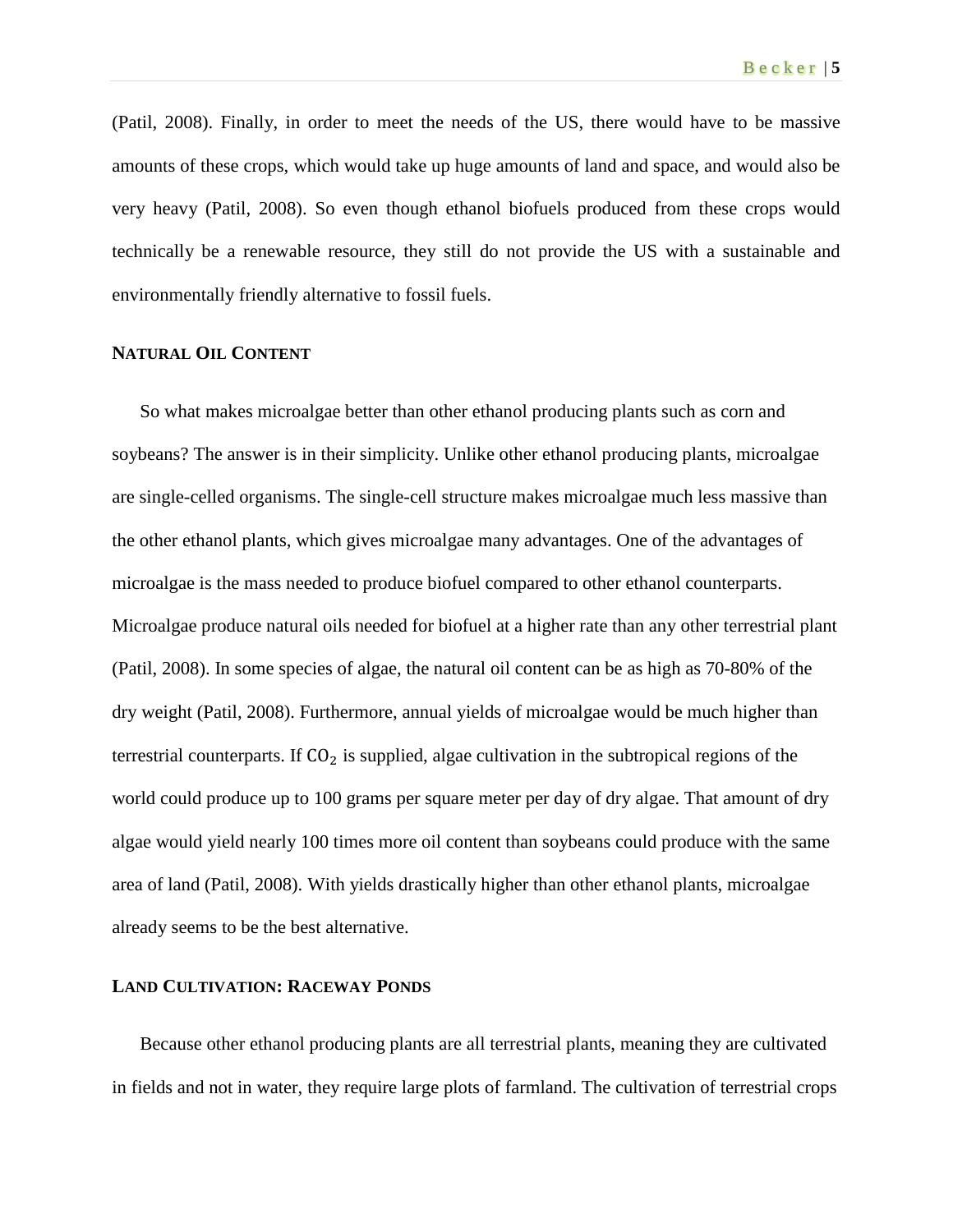(Patil, 2008). Finally, in order to meet the needs of the US, there would have to be massive amounts of these crops, which would take up huge amounts of land and space, and would also be very heavy (Patil, 2008). So even though ethanol biofuels produced from these crops would technically be a renewable resource, they still do not provide the US with a sustainable and environmentally friendly alternative to fossil fuels.

### NATURAL OIL CONTENT

So what makes microalgae better than other ethanol producing plants such as corn and soybeans? The answer is in their simplicity. Unlike other ethanol producing plants, microalgae are single-celled organisms. The single-cell structure makes microalgae much less massive than the other ethanol plants, which gives microalgae many advantages. One of the advantages of microalgae is the mass needed to produce biofuel compared to other ethanol counterparts. Microalgae produce natural oils needed for biofuel at a higher rate than any other terrestrial plant (Patil, 2008). In some species of algae, the natural oil content can be as high as 70-80% of the dry weight (Patil, 2008). Furthermore, annual yields of microalgae would be much higher than terrestrial counterparts. If $CO_2$ is supplied, algae cultivation in the subtropical regions of the world could produce up to 100 grams per square meter per day of dry algae. That amount of dry algae would yield nearly 100 times more oil content than soybeans could produce with the same area of land (Patil, 2008). With yields drastically higher than other ethanol plants, microalgae already seems to be the best alternative.

### LAND CULTIVATION: RACEWAY PONDS

Because other ethanol producing plants are all terrestrial plants, meaning they are cultivated in fields and not in water, they require large plots of farmland. The cultivation of terrestrial crops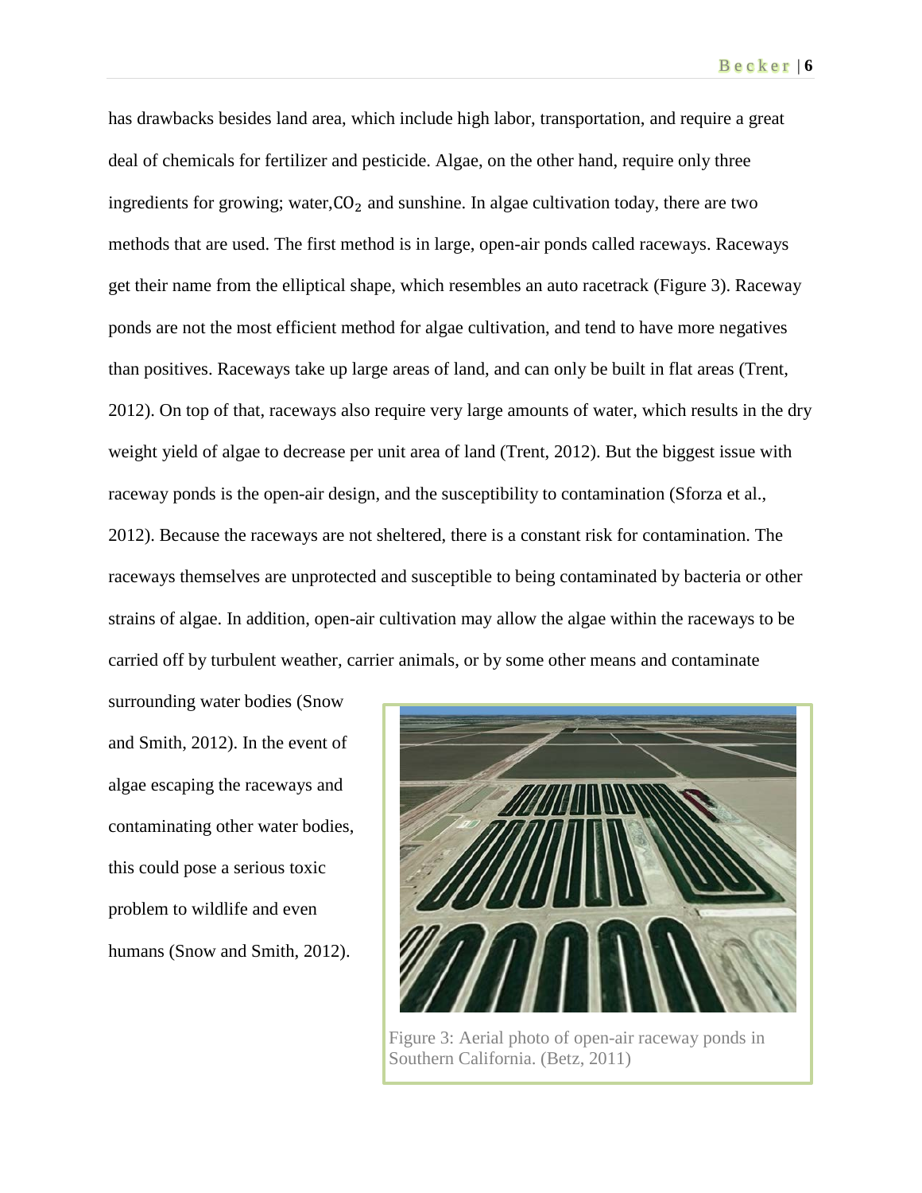has drawbacks besides land area, which include high labor, transportation, and require a great deal of chemicals for fertilizer and pesticide. Algae, on the other hand, require only three ingredients for growing; water, $CO_2$ and sunshine. In algae cultivation today, there are two methods that are used. The first method is in large, open-air ponds called raceways. Raceways get their name from the elliptical shape, which resembles an auto racetrack (Figure 3). Raceway ponds are not the most efficient method for algae cultivation, and tend to have more negatives than positives. Raceways take up large areas of land, and can only be built in flat areas (Trent, 2012). On top of that, raceways also require very large amounts of water, which results in the dry weight yield of algae to decrease per unit area of land (Trent, 2012). But the biggest issue with raceway ponds is the open-air design, and the susceptibility to contamination (Sforza et al., 2012). Because the raceways are not sheltered, there is a constant risk for contamination. The raceways themselves are unprotected and susceptible to being contaminated by bacteria or other strains of algae. In addition, open-air cultivation may allow the algae within the raceways to be carried off by turbulent weather, carrier animals, or by some other means and contaminate surrounding water bodies (Snow and Smith, 2012). In the event of algae escaping the raceways and contaminating other water bodies, this could pose a serious toxic problem to wildlife and even humans (Snow and Smith, 2012).

Figure 3: Aerial photo of open-air raceway ponds in Southern California. (Betz, 2011)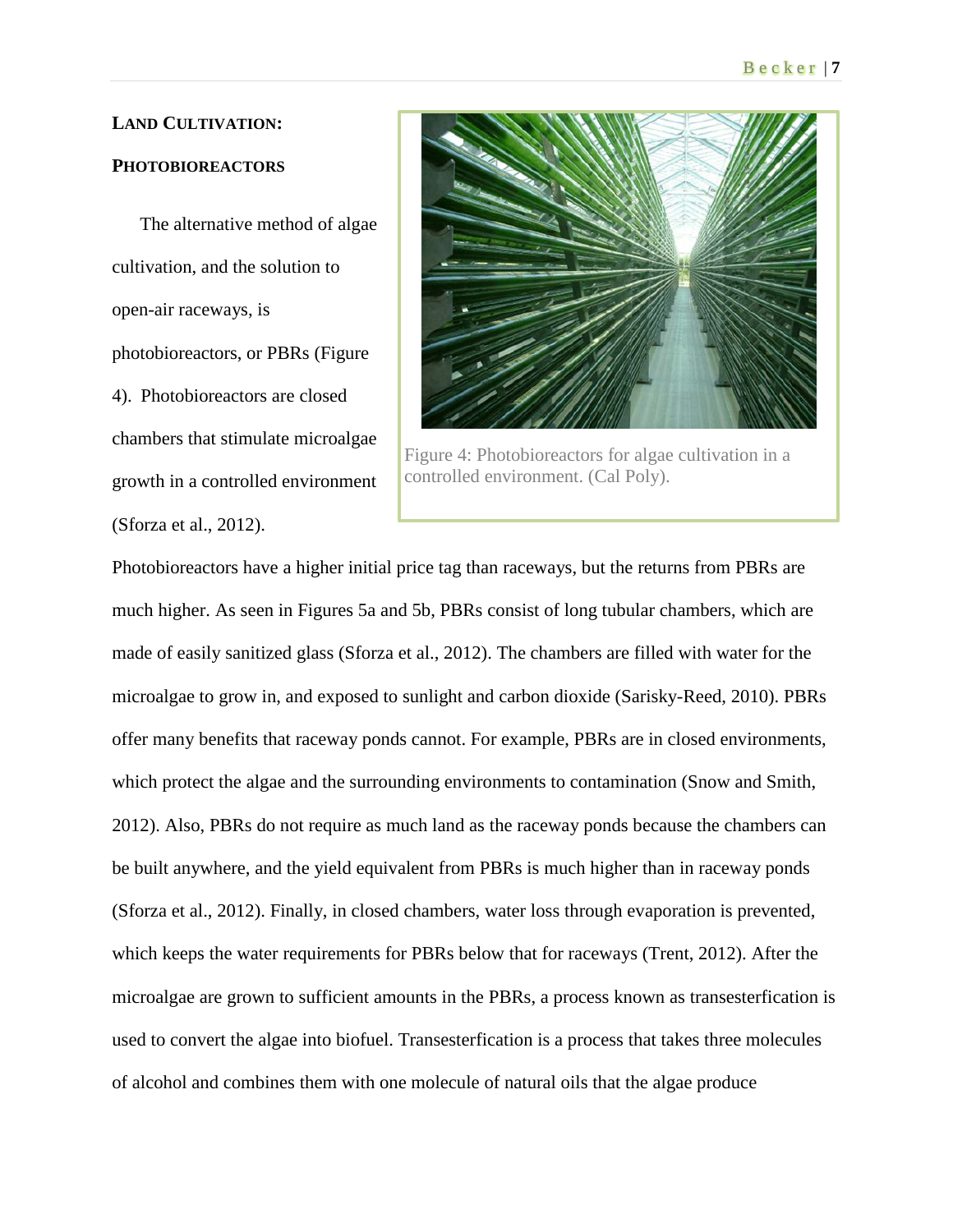**LAND CULTIVATION:**

**PHOTOBIOREACTORS**

The alternative method of algae cultivation, and the solution to open-air raceways, is photobioreactors, or PBRs (Figure 4). Photobioreactors are closed chambers that stimulate microalgae growth in a controlled environment (Sforza et al., 2012).

Figure 4: Photobioreactors for algae cultivation in a controlled environment. (Cal Poly).

Photobioreactors have a higher initial price tag than raceways, but the returns from PBRs are much higher. As seen in Figures 5a and 5b, PBRs consist of long tubular chambers, which are made of easily sanitized glass (Sforza et al., 2012). The chambers are filled with water for the microalgae to grow in, and exposed to sunlight and carbon dioxide (Sarisky-Reed, 2010). PBRs offer many benefits that raceway ponds cannot. For example, PBRs are in closed environments, which protect the algae and the surrounding environments to contamination (Snow and Smith, 2012). Also, PBRs do not require as much land as the raceway ponds because the chambers can be built anywhere, and the yield equivalent from PBRs is much higher than in raceway ponds (Sforza et al., 2012). Finally, in closed chambers, water loss through evaporation is prevented, which keeps the water requirements for PBRs below that for raceways (Trent, 2012). After the microalgae are grown to sufficient amounts in the PBRs, a process known as transesterfication is used to convert the algae into biofuel. Transesterfication is a process that takes three molecules of alcohol and combines them with one molecule of natural oils that the algae produce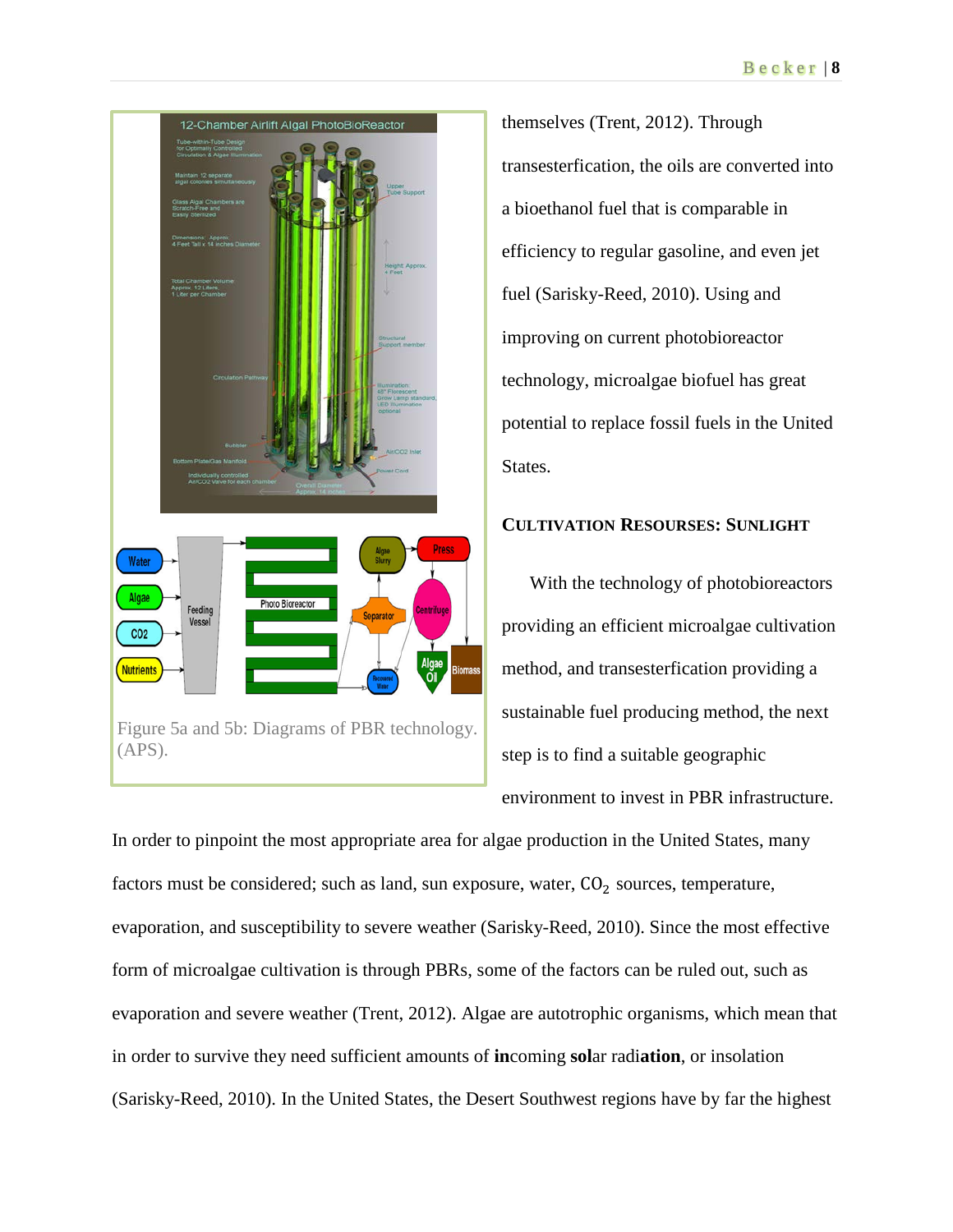themselves (Trent, 2012). Through transesterfication, the oils are converted into a bioethanol fuel that is comparable in efficiency to regular gasoline, and even jet fuel (Sarisky-Reed, 2010). Using and improving on current photobioreactor technology, microalgae biofuel has great potential to replace fossil fuels in the United States.

Figure 5a and 5b: Diagrams of PBR technology. (APS).

## CULTIVATION RESOURSES: SUNLIGHT

With the technology of photobioreactors providing an efficient microalgae cultivation method, and transesterfication providing a sustainable fuel producing method, the next step is to find a suitable geographic environment to invest in PBR infrastructure. In order to pinpoint the most appropriate area for algae production in the United States, many factors must be considered; such as land, sun exposure, water, $CO_2$ sources, temperature, evaporation, and susceptibility to severe weather (Sarisky-Reed, 2010). Since the most effective form of microalgae cultivation is through PBRs, some of the factors can be ruled out, such as evaporation and severe weather (Trent, 2012). Algae are autotrophic organisms, which mean that in order to survive they need sufficient amounts of **in**coming **sol**ar radi**ation**, or insolation (Sarisky-Reed, 2010). In the United States, the Desert Southwest regions have by far the highest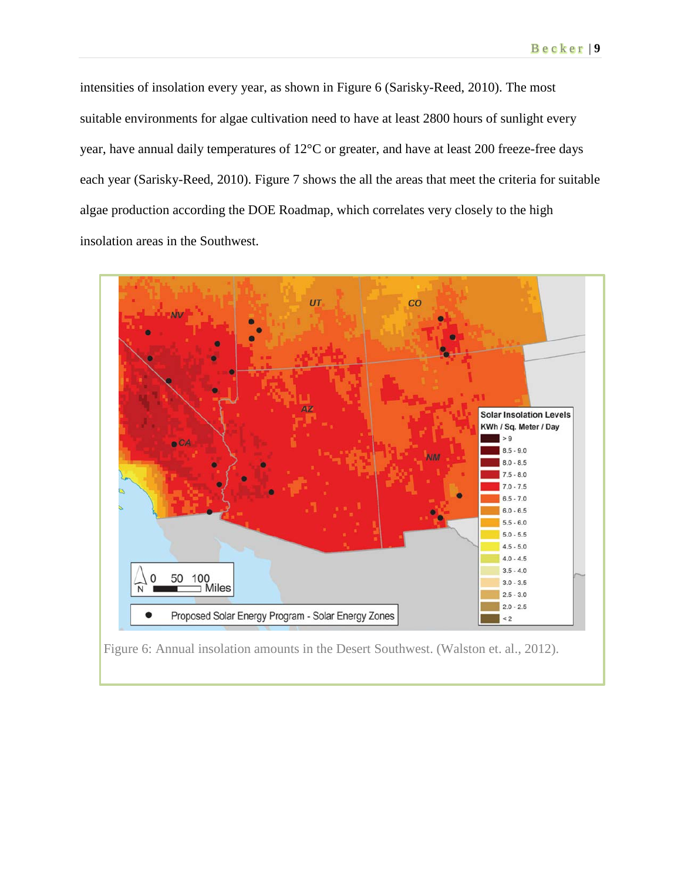intensities of insolation every year, as shown in Figure 6 (Sarisky-Reed, 2010). The most suitable environments for algae cultivation need to have at least 2800 hours of sunlight every year, have annual daily temperatures of 12°C or greater, and have at least 200 freeze-free days each year (Sarisky-Reed, 2010). Figure 7 shows the all the areas that meet the criteria for suitable algae production according the DOE Roadmap, which correlates very closely to the high insolation areas in the Southwest.

Figure 6: Annual insolation amounts in the Desert Southwest. (Walston et. al., 2012).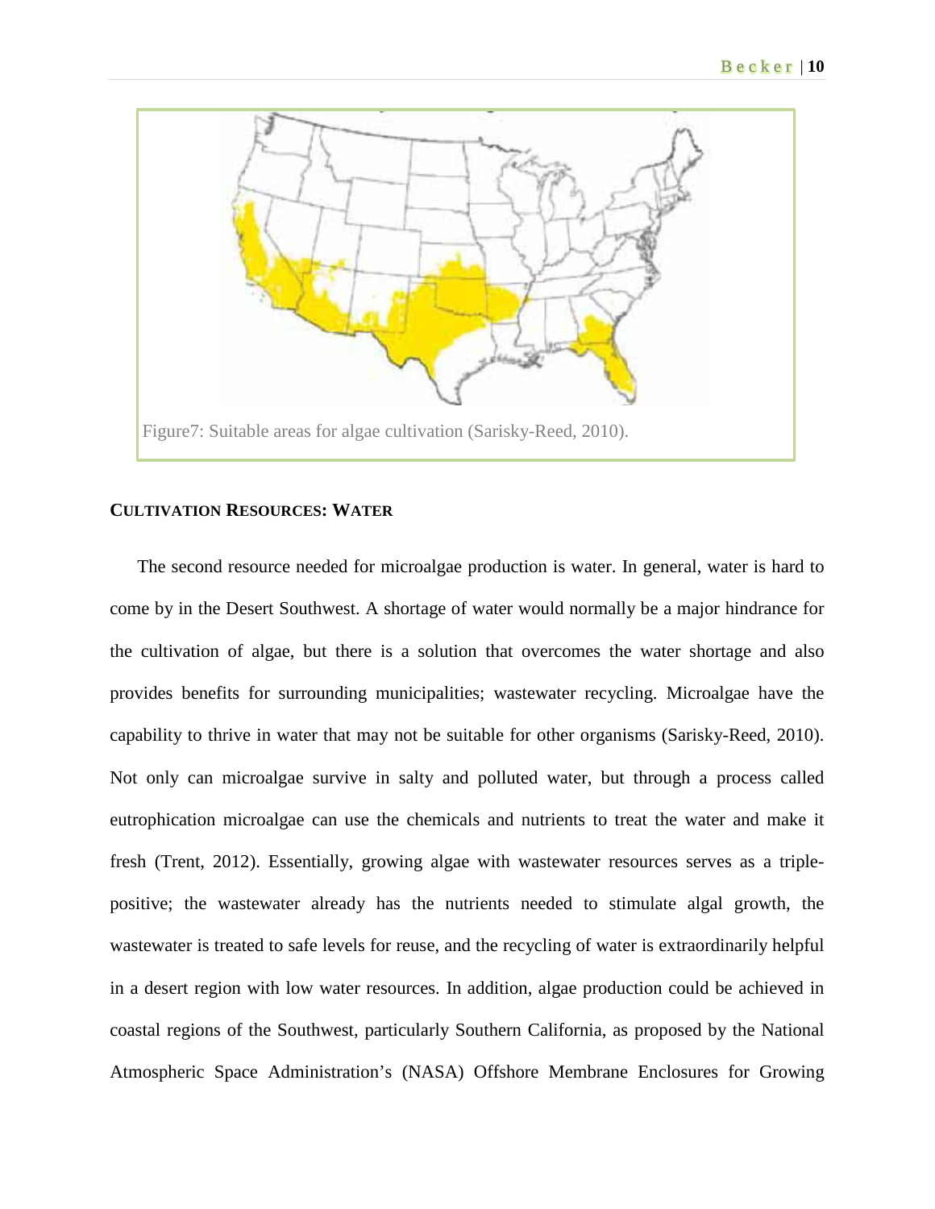Figure7: Suitable areas for algae cultivation (Sarisky-Reed, 2010).

### CULTIVATION RESOURCES: WATER

The second resource needed for microalgae production is water. In general, water is hard to come by in the Desert Southwest. A shortage of water would normally be a major hindrance for the cultivation of algae, but there is a solution that overcomes the water shortage and also provides benefits for surrounding municipalities; wastewater recycling. Microalgae have the capability to thrive in water that may not be suitable for other organisms (Sarisky-Reed, 2010). Not only can microalgae survive in salty and polluted water, but through a process called eutrophication microalgae can use the chemicals and nutrients to treat the water and make it fresh (Trent, 2012). Essentially, growing algae with wastewater resources serves as a triple-positive; the wastewater already has the nutrients needed to stimulate algal growth, the wastewater is treated to safe levels for reuse, and the recycling of water is extraordinarily helpful in a desert region with low water resources. In addition, algae production could be achieved in coastal regions of the Southwest, particularly Southern California, as proposed by the National Atmospheric Space Administration's (NASA) Offshore Membrane Enclosures for Growing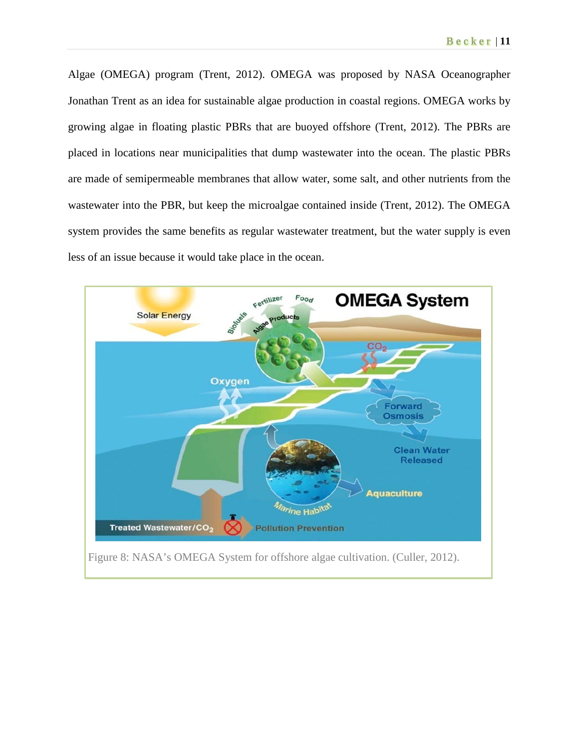Algae (OMEGA) program (Trent, 2012). OMEGA was proposed by NASA Oceanographer Jonathan Trent as an idea for sustainable algae production in coastal regions. OMEGA works by growing algae in floating plastic PBRs that are buoyed offshore (Trent, 2012). The PBRs are placed in locations near municipalities that dump wastewater into the ocean. The plastic PBRs are made of semipermeable membranes that allow water, some salt, and other nutrients from the wastewater into the PBR, but keep the microalgae contained inside (Trent, 2012). The OMEGA system provides the same benefits as regular wastewater treatment, but the water supply is even less of an issue because it would take place in the ocean.

Figure 8: NASA's OMEGA System for offshore algae cultivation. (Culler, 2012).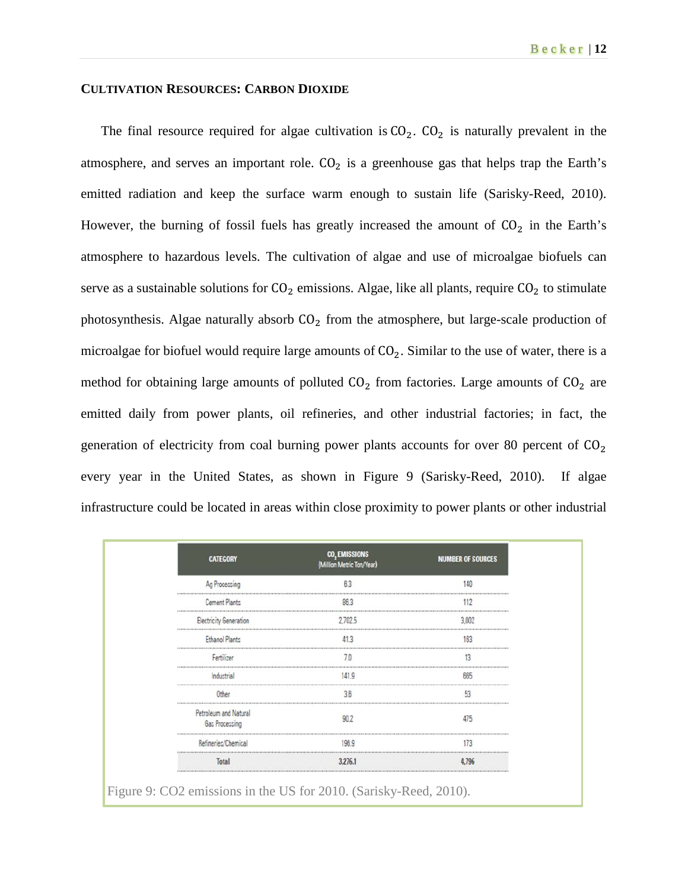### CULTIVATION RESOURCES: CARBON DIOXIDE

The final resource required for algae cultivation is $CO_2$. $CO_2$ is naturally prevalent in the atmosphere, and serves an important role. $CO_2$ is a greenhouse gas that helps trap the Earth's emitted radiation and keep the surface warm enough to sustain life (Sarisky-Reed, 2010). However, the burning of fossil fuels has greatly increased the amount of $CO_2$ in the Earth's atmosphere to hazardous levels. The cultivation of algae and use of microalgae biofuels can serve as a sustainable solutions for $CO_2$ emissions. Algae, like all plants, require $CO_2$ to stimulate photosynthesis. Algae naturally absorb $CO_2$ from the atmosphere, but large-scale production of microalgae for biofuel would require large amounts of $CO_2$. Similar to the use of water, there is a method for obtaining large amounts of polluted $CO_2$ from factories. Large amounts of $CO_2$ are emitted daily from power plants, oil refineries, and other industrial factories; in fact, the generation of electricity from coal burning power plants accounts for over 80 percent of $CO_2$ every year in the United States, as shown in Figure 9 (Sarisky-Reed, 2010). If algae infrastructure could be located in areas within close proximity to power plants or other industrial

| CATEGORY | $CO_2$ EMISSIONS (Million Metric Ton/Year) | NUMBER OF SOURCES |
|---|---|---|
| Ag Processing | 6.3 | 140 |
| Cement Plants | 86.3 | 112 |
| Electricity Generation | 2,702.5 | 3,002 |
| Ethanol Plants | 41.3 | 183 |
| Fertilizer | 7.0 | 13 |
| Industrial | 141.9 | 665 |
| Other | 3.6 | 53 |
| Petroleum and Natural Gas Processing | 90.2 | 475 |
| Refineries/Chemical | 196.9 | 173 |
| **Total** | **3,276.1** | **4,796** |

Figure 9: CO2 emissions in the US for 2010. (Sarisky-Reed, 2010).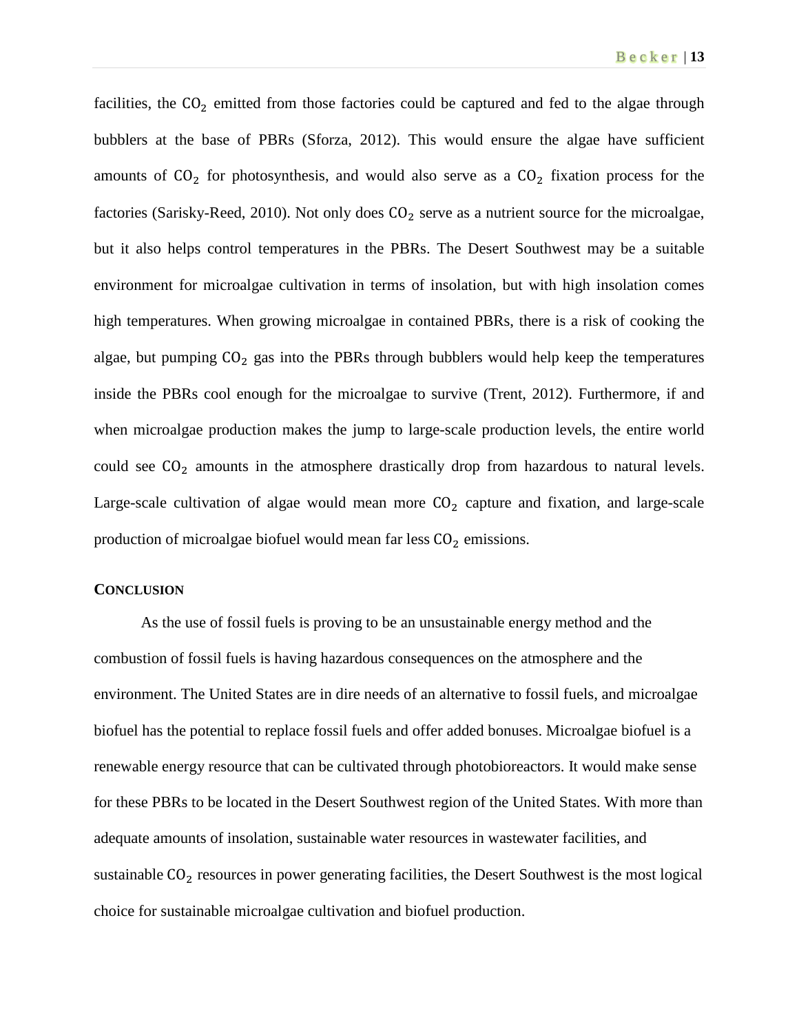facilities, the $CO_2$ emitted from those factories could be captured and fed to the algae through bubblers at the base of PBRs (Sforza, 2012). This would ensure the algae have sufficient amounts of $CO_2$ for photosynthesis, and would also serve as a $CO_2$ fixation process for the factories (Sarisky-Reed, 2010). Not only does $CO_2$ serve as a nutrient source for the microalgae, but it also helps control temperatures in the PBRs. The Desert Southwest may be a suitable environment for microalgae cultivation in terms of insolation, but with high insolation comes high temperatures. When growing microalgae in contained PBRs, there is a risk of cooking the algae, but pumping $CO_2$ gas into the PBRs through bubblers would help keep the temperatures inside the PBRs cool enough for the microalgae to survive (Trent, 2012). Furthermore, if and when microalgae production makes the jump to large-scale production levels, the entire world could see $CO_2$ amounts in the atmosphere drastically drop from hazardous to natural levels. Large-scale cultivation of algae would mean more $CO_2$ capture and fixation, and large-scale production of microalgae biofuel would mean far less $CO_2$ emissions.

## CONCLUSION

As the use of fossil fuels is proving to be an unsustainable energy method and the combustion of fossil fuels is having hazardous consequences on the atmosphere and the environment. The United States are in dire needs of an alternative to fossil fuels, and microalgae biofuel has the potential to replace fossil fuels and offer added bonuses. Microalgae biofuel is a renewable energy resource that can be cultivated through photobioreactors. It would make sense for these PBRs to be located in the Desert Southwest region of the United States. With more than adequate amounts of insolation, sustainable water resources in wastewater facilities, and sustainable $CO_2$ resources in power generating facilities, the Desert Southwest is the most logical choice for sustainable microalgae cultivation and biofuel production.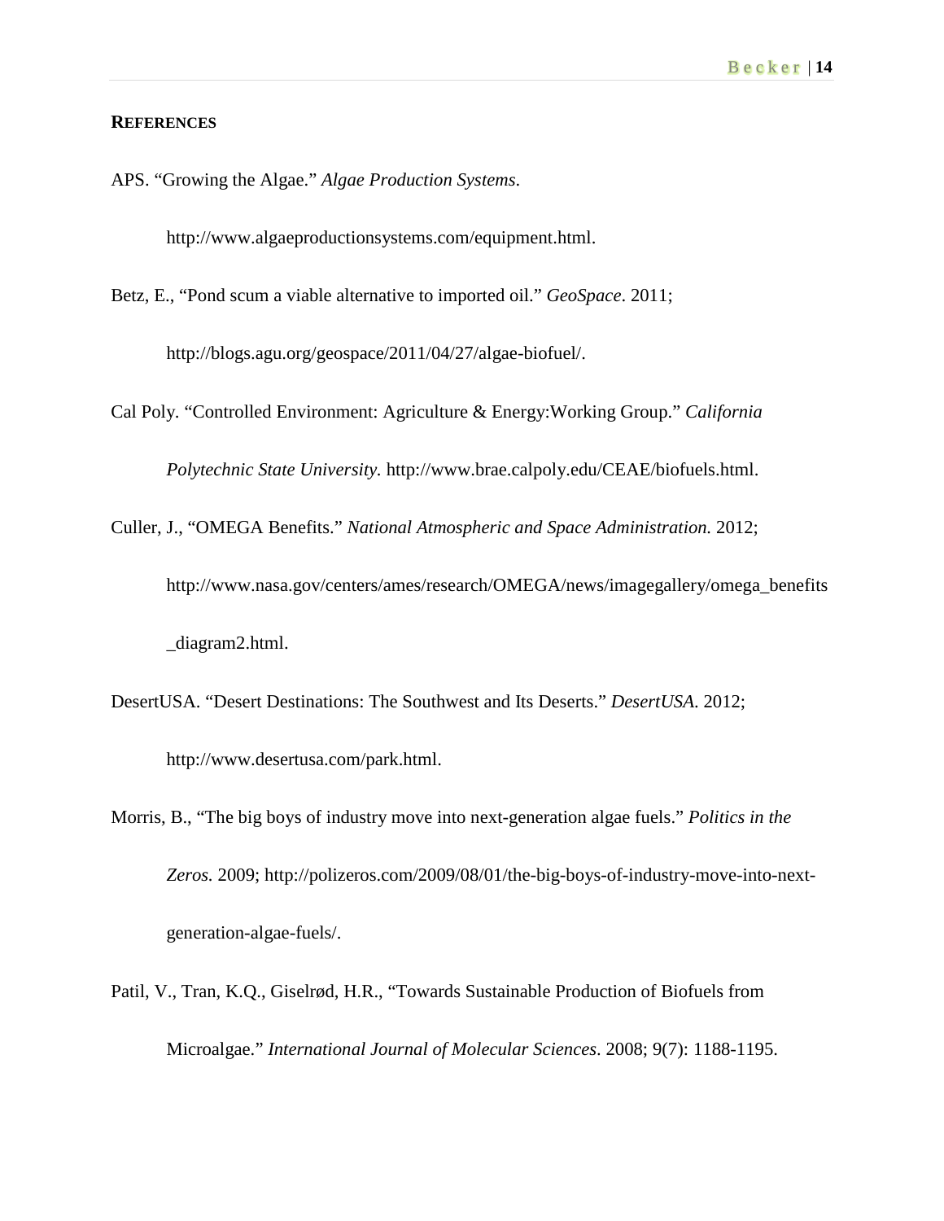## REFERENCES

APS. "Growing the Algae." *Algae Production Systems*. http://www.algaeproductionsystems.com/equipment.html.

Betz, E., "Pond scum a viable alternative to imported oil." *GeoSpace*. 2011; http://blogs.agu.org/geospace/2011/04/27/algae-biofuel/.

Cal Poly. "Controlled Environment: Agriculture & Energy:Working Group." *California Polytechnic State University.* http://www.brae.calpoly.edu/CEAE/biofuels.html.

Culler, J., "OMEGA Benefits." *National Atmospheric and Space Administration.* 2012; http://www.nasa.gov/centers/ames/research/OMEGA/news/imagegallery/omega_benefits_diagram2.html.

DesertUSA. "Desert Destinations: The Southwest and Its Deserts." *DesertUSA*. 2012; http://www.desertusa.com/park.html.

Morris, B., "The big boys of industry move into next-generation algae fuels." *Politics in the Zeros.* 2009; http://polizeros.com/2009/08/01/the-big-boys-of-industry-move-into-next-generation-algae-fuels/.

Patil, V., Tran, K.Q., Giselrød, H.R., "Towards Sustainable Production of Biofuels from Microalgae." *International Journal of Molecular Sciences*. 2008; 9(7): 1188-1195.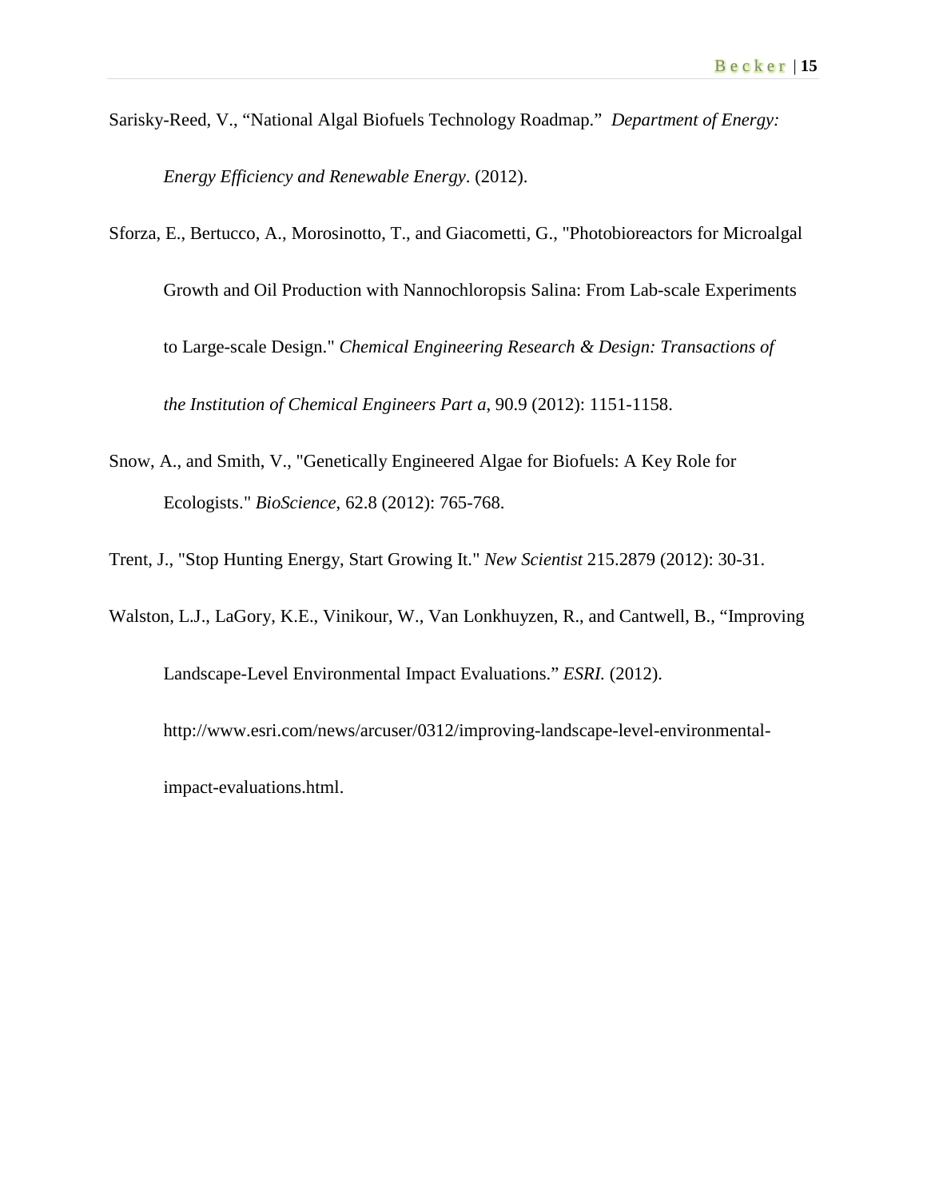Sarisky-Reed, V., “National Algal Biofuels Technology Roadmap.” *Department of Energy: Energy Efficiency and Renewable Energy*. (2012).

Sforza, E., Bertucco, A., Morosinotto, T., and Giacometti, G., "Photobioreactors for Microalgal Growth and Oil Production with Nannochloropsis Salina: From Lab-scale Experiments to Large-scale Design." *Chemical Engineering Research & Design: Transactions of the Institution of Chemical Engineers Part a*, 90.9 (2012): 1151-1158.

Snow, A., and Smith, V., "Genetically Engineered Algae for Biofuels: A Key Role for Ecologists." *BioScience*, 62.8 (2012): 765-768.

Trent, J., "Stop Hunting Energy, Start Growing It." *New Scientist* 215.2879 (2012): 30-31.

Walston, L.J., LaGory, K.E., Vinikour, W., Van Lonkhuyzen, R., and Cantwell, B., “Improving Landscape-Level Environmental Impact Evaluations.” *ESRI.* (2012). http://www.esri.com/news/arcuser/0312/improving-landscape-level-environmental-impact-evaluations.html.